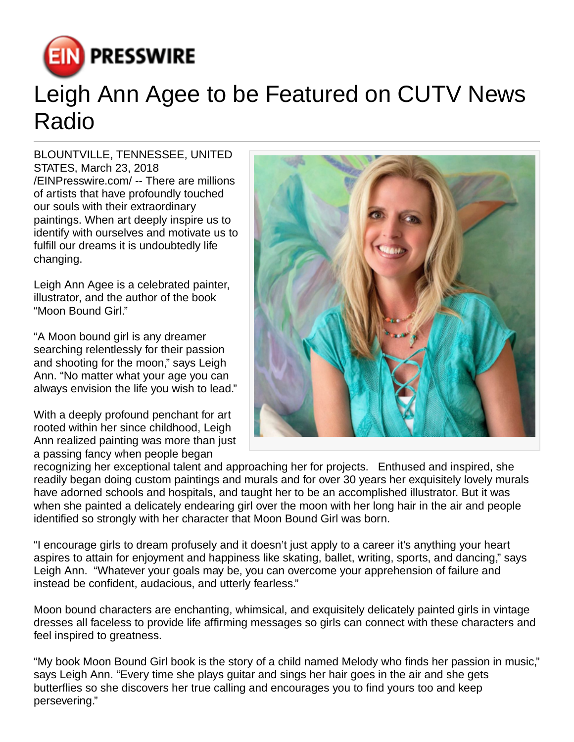# Leigh Ann Agee to be Featured on CUTV News Radio

BLOUNTVILLE, TENNESSEE, UNITED STATES, March 23, 2018 /EINPresswire.com/ -- There are millions of artists that have profoundly touched our souls with their extraordinary paintings. When art deeply inspire us to identify with ourselves and motivate us to fulfill our dreams it is undoubtedly life changing.

Leigh Ann Agee is a celebrated painter, illustrator, and the author of the book "Moon Bound Girl."

"A Moon bound girl is any dreamer searching relentlessly for their passion and shooting for the moon," says Leigh Ann. "No matter what your age you can always envision the life you wish to lead."

With a deeply profound penchant for art rooted within her since childhood, Leigh Ann realized painting was more than just a passing fancy when people began recognizing her exceptional talent and approaching her for projects. Enthused and inspired, she readily began doing custom paintings and murals and for over 30 years her exquisitely lovely murals have adorned schools and hospitals, and taught her to be an accomplished illustrator. But it was when she painted a delicately endearing girl over the moon with her long hair in the air and people identified so strongly with her character that Moon Bound Girl was born.

"I encourage girls to dream profusely and it doesn't just apply to a career it's anything your heart aspires to attain for enjoyment and happiness like skating, ballet, writing, sports, and dancing," says Leigh Ann. "Whatever your goals may be, you can overcome your apprehension of failure and instead be confident, audacious, and utterly fearless."

Moon bound characters are enchanting, whimsical, and exquisitely delicately painted girls in vintage dresses all faceless to provide life affirming messages so girls can connect with these characters and feel inspired to greatness.

"My book Moon Bound Girl book is the story of a child named Melody who finds her passion in music," says Leigh Ann. "Every time she plays guitar and sings her hair goes in the air and she gets butterflies so she discovers her true calling and encourages you to find yours too and keep persevering."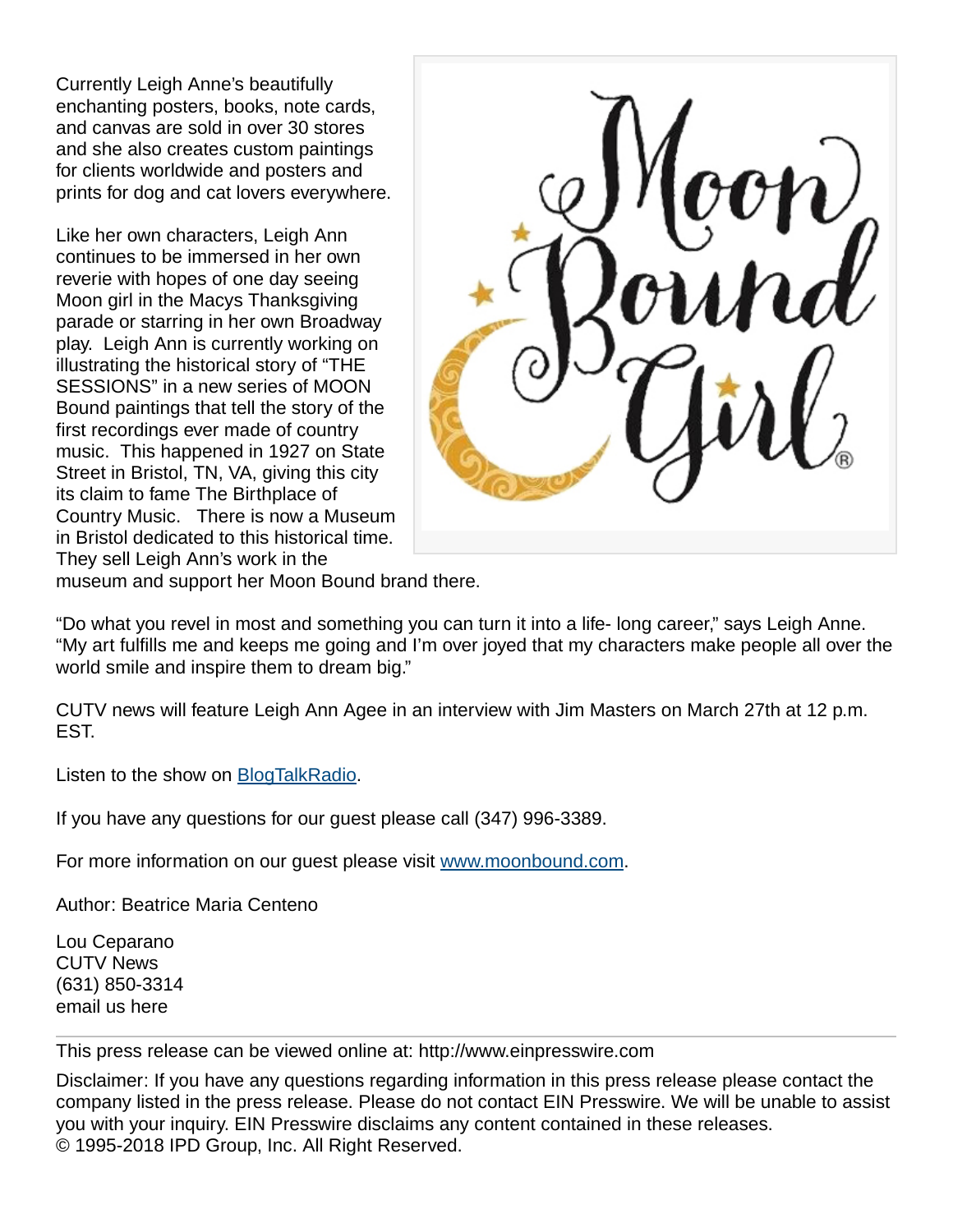Currently Leigh Anne's beautifully enchanting posters, books, note cards, and canvas are sold in over 30 stores and she also creates custom paintings for clients worldwide and posters and prints for dog and cat lovers everywhere.

Like her own characters, Leigh Ann continues to be immersed in her own reverie with hopes of one day seeing Moon girl in the Macys Thanksgiving parade or starring in her own Broadway play. Leigh Ann is currently working on illustrating the historical story of "THE SESSIONS" in a new series of MOON Bound paintings that tell the story of the first recordings ever made of country music. This happened in 1927 on State Street in Bristol, TN, VA, giving this city its claim to fame The Birthplace of Country Music. There is now a Museum in Bristol dedicated to this historical time. They sell Leigh Ann's work in the museum and support her Moon Bound brand there.

"Do what you revel in most and something you can turn it into a life- long career," says Leigh Anne. "My art fulfills me and keeps me going and I'm over joyed that my characters make people all over the world smile and inspire them to dream big."

CUTV news will feature Leigh Ann Agee in an interview with Jim Masters on March 27th at 12 p.m. EST.

Listen to the show on BlogTalkRadio.

If you have any questions for our guest please call (347) 996-3389.

For more information on our guest please visit www.moonbound.com.

Author: Beatrice Maria Centeno

Lou Ceparano
CUTV News
(631) 850-3314
email us here

---

This press release can be viewed online at: http://www.einpresswire.com

Disclaimer: If you have any questions regarding information in this press release please contact the company listed in the press release. Please do not contact EIN Presswire. We will be unable to assist you with your inquiry. EIN Presswire disclaims any content contained in these releases.
© 1995-2018 IPD Group, Inc. All Right Reserved.